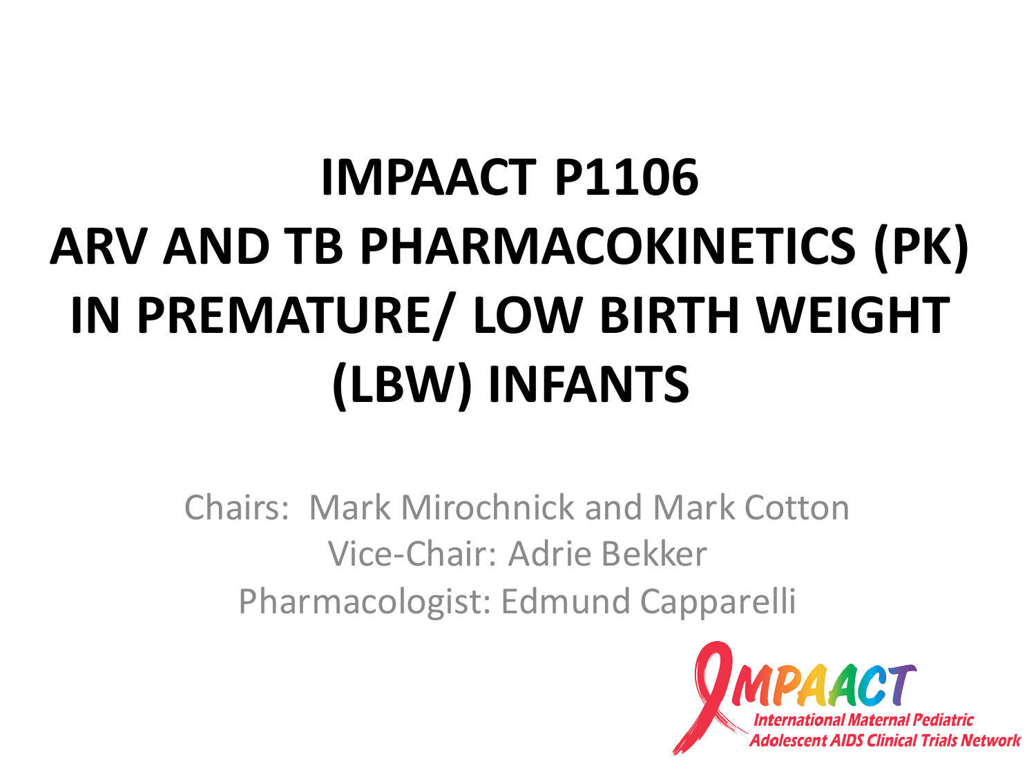# IMPAACT P1106
# ARV AND TB PHARMACOKINETICS (PK) IN PREMATURE/ LOW BIRTH WEIGHT (LBW) INFANTS

Chairs: Mark Mirochnick and Mark Cotton

Vice-Chair: Adrie Bekker

Pharmacologist: Edmund Capparelli

IMPAACT

International Maternal Pediatric Adolescent AIDS Clinical Trials Network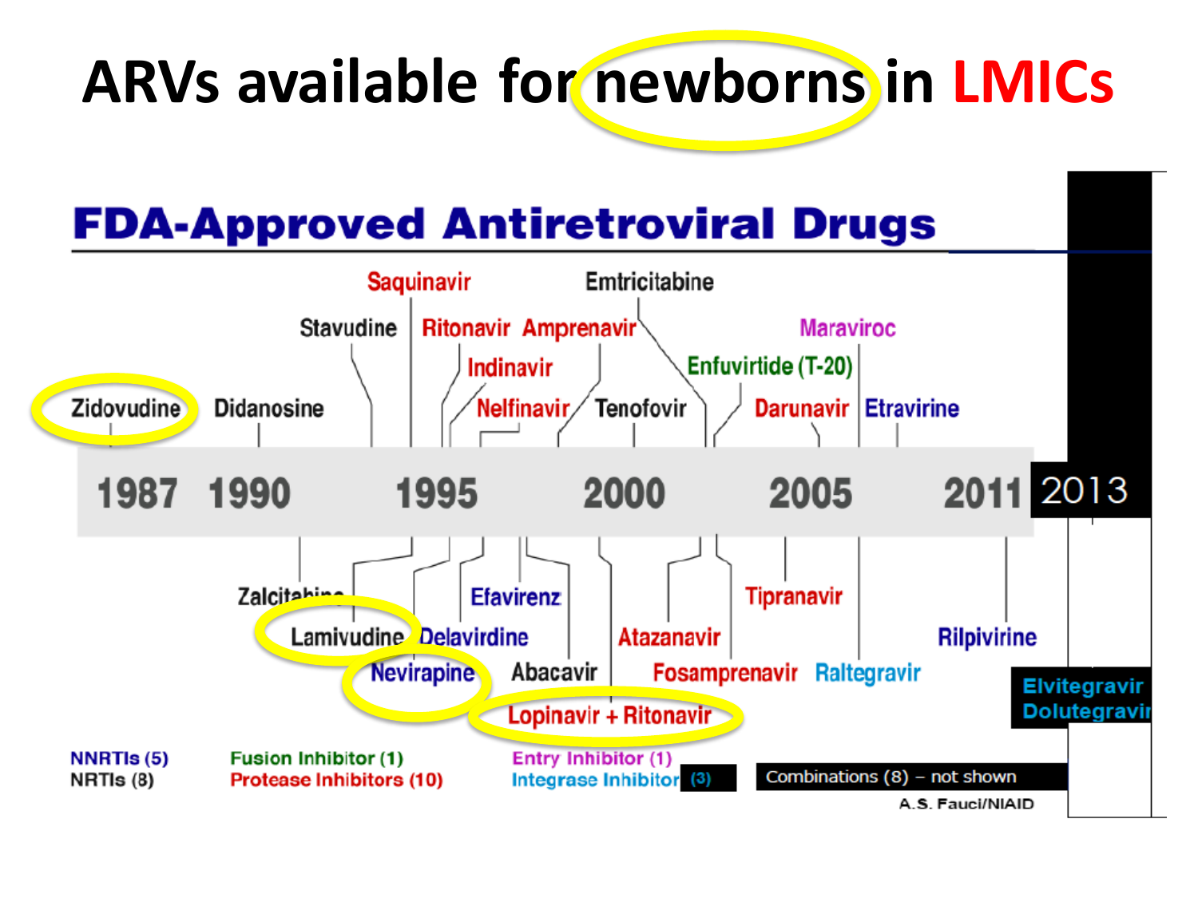# ARVs available for newborns in LMICs

## FDA-Approved Antiretroviral Drugs

**Above timeline:**

- 1987: Zidovudine
- 1990: Didanosine
- Stavudine
- Saquinavir
- Ritonavir
- Indinavir
- Nelfinavir
- Amprenavir
- Emtricitabine
- Tenofovir
- Enfuvirtide (T-20)
- Darunavir
- Maraviroc
- Etravirine

**Timeline:** 1987 | 1990 | 1995 | 2000 | 2005 | 2011 | 2013

**Below timeline:**

- Zalcitabine
- Lamivudine
- Nevirapine
- Delavirdine
- Efavirenz
- Abacavir
- Lopinavir + Ritonavir
- Atazanavir
- Fosamprenavir
- Tipranavir
- Raltegravir
- Rilpivirine
- Elvitegravir
- Dolutegravir

**Legend:**

- NNRTIs (5)
- NRTIs (8)
- Fusion Inhibitor (1)
- Protease Inhibitors (10)
- Entry Inhibitor (1)
- Integrase Inhibitor (3)
- Combinations (8) – not shown

A.S. Fauci/NIAID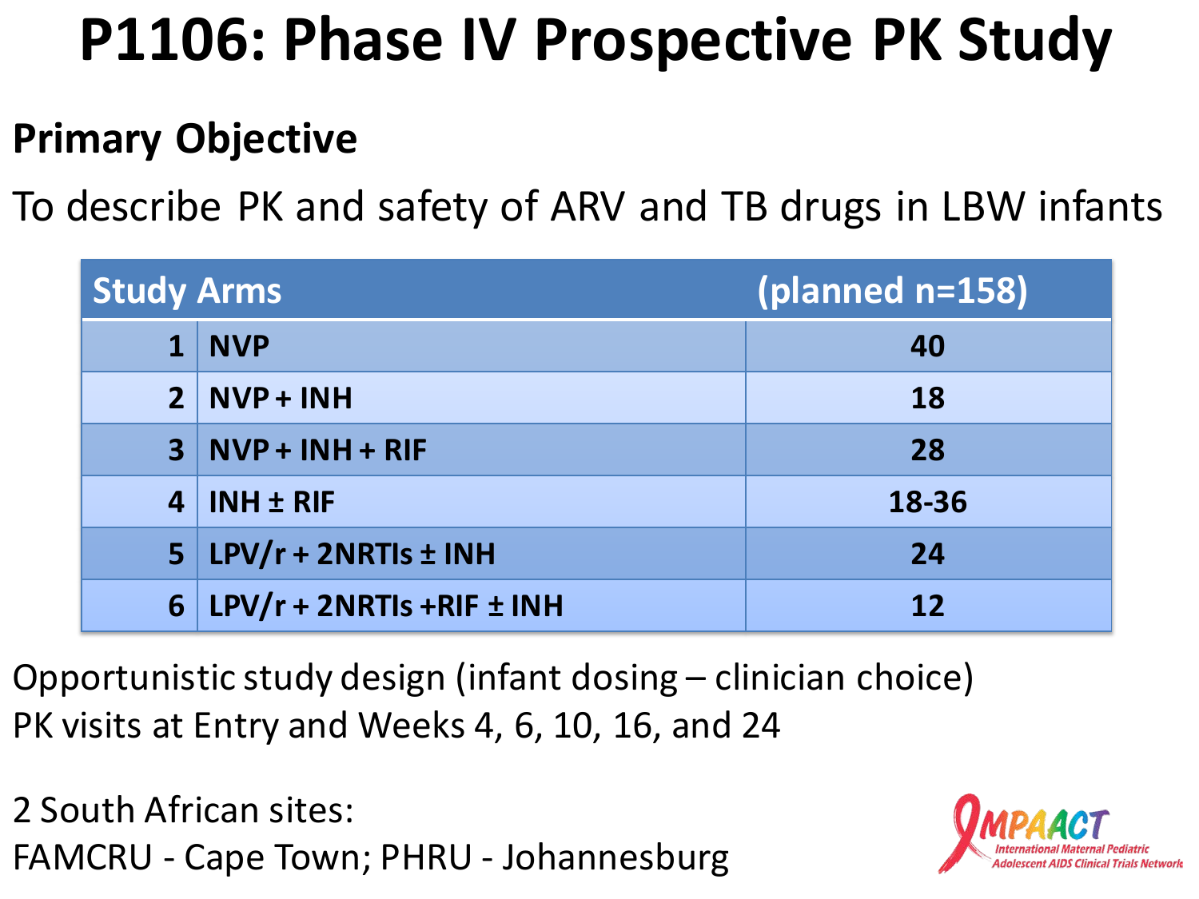# P1106: Phase IV Prospective PK Study

## Primary Objective

To describe PK and safety of ARV and TB drugs in LBW infants

| Study Arms | | (planned n=158) |
|---|---|---|
| 1 | NVP | 40 |
| 2 | NVP + INH | 18 |
| 3 | NVP + INH + RIF | 28 |
| 4 | INH ± RIF | 18-36 |
| 5 | LPV/r + 2NRTIs ± INH | 24 |
| 6 | LPV/r + 2NRTIs +RIF ± INH | 12 |

Opportunistic study design (infant dosing – clinician choice)
PK visits at Entry and Weeks 4, 6, 10, 16, and 24

2 South African sites:
FAMCRU - Cape Town; PHRU - Johannesburg

IMPAACT
International Maternal Pediatric Adolescent AIDS Clinical Trials Network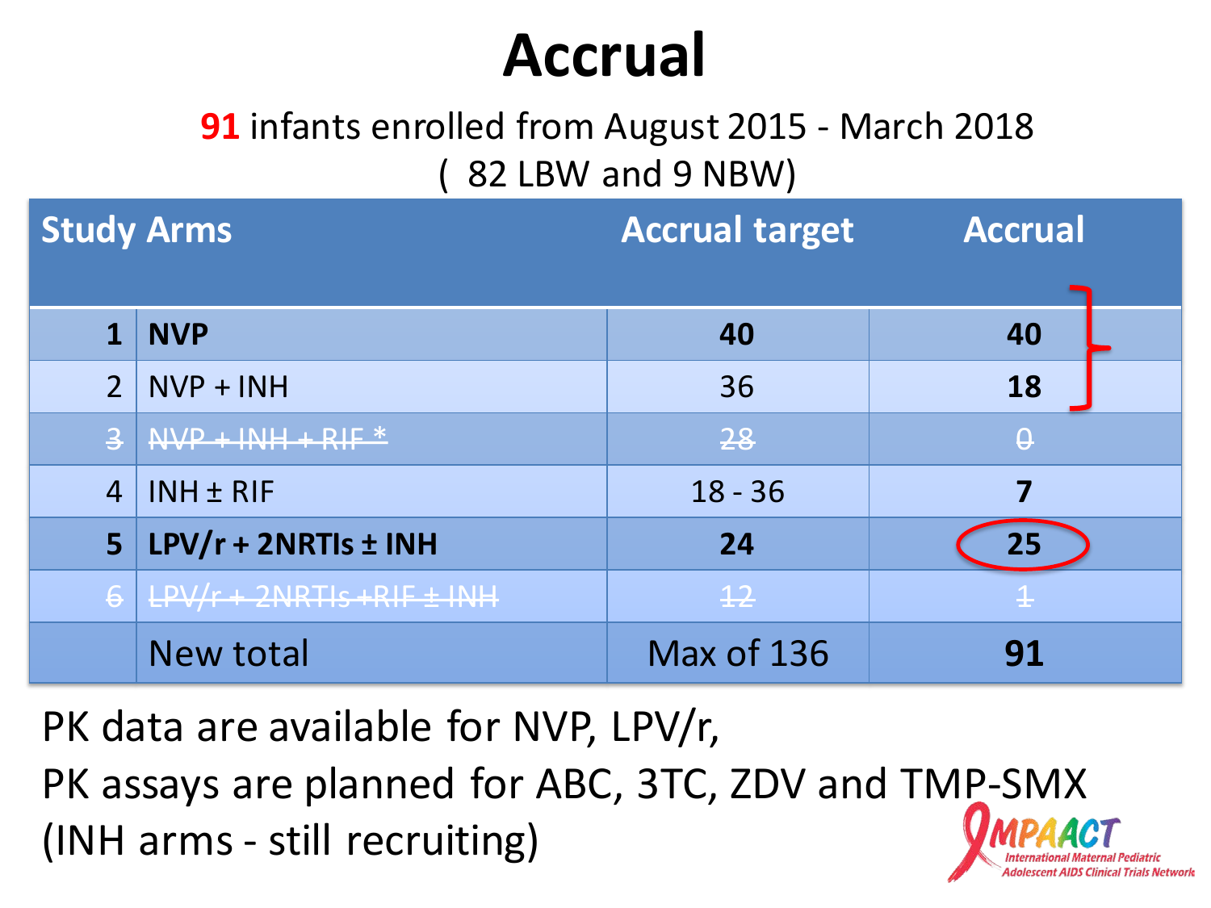# Accrual

**91** infants enrolled from August 2015 - March 2018
( 82 LBW and 9 NBW)

| | Study Arms | Accrual target | Accrual |
|---|---|---|---|
| **1** | **NVP** | **40** | **40** |
| 2 | NVP + INH | 36 | **18** |
| ~~3~~ | ~~NVP + INH + RIF *~~ | ~~28~~ | ~~0~~ |
| 4 | INH ± RIF | 18 - 36 | **7** |
| **5** | **LPV/r + 2NRTIs ± INH** | **24** | **25** |
| ~~6~~ | ~~LPV/r + 2NRTIs +RIF ± INH~~ | ~~12~~ | ~~1~~ |
| | New total | Max of 136 | **91** |

PK data are available for NVP, LPV/r,
PK assays are planned for ABC, 3TC, ZDV and TMP-SMX
(INH arms - still recruiting)

IMPAACT International Maternal Pediatric Adolescent AIDS Clinical Trials Network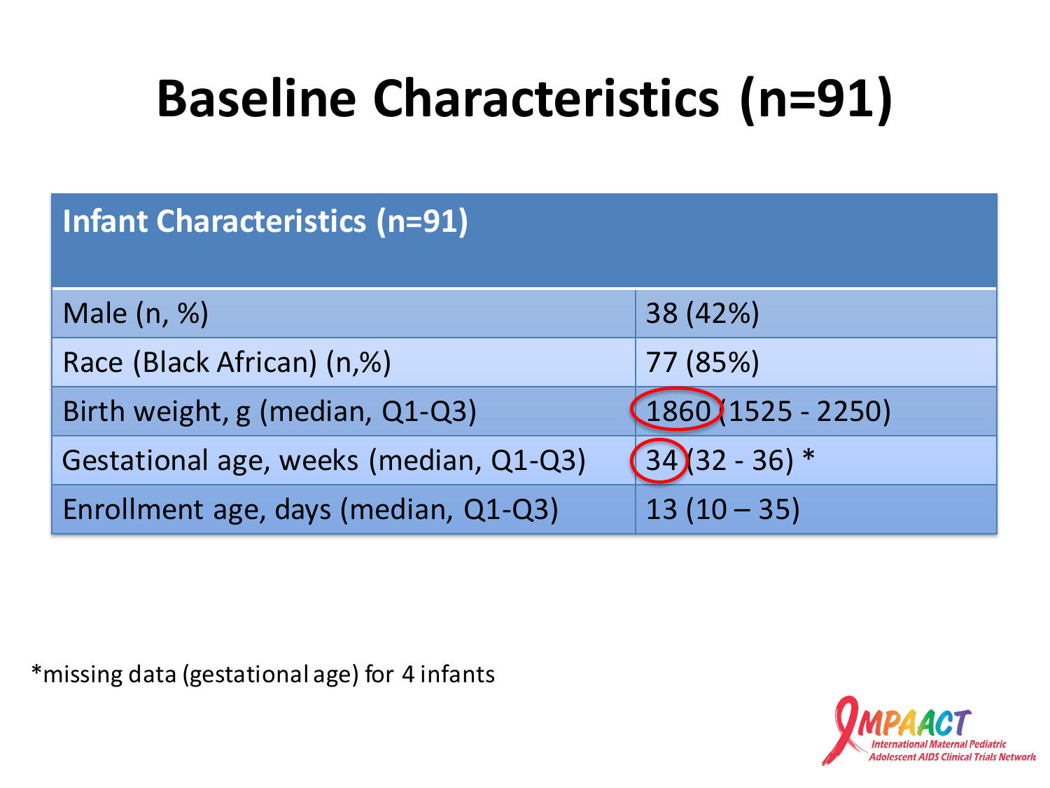# Baseline Characteristics (n=91)

| Infant Characteristics (n=91) | |
|---|---|
| Male (n, %) | 38 (42%) |
| Race (Black African) (n,%) | 77 (85%) |
| Birth weight, g (median, Q1-Q3) | 1860 (1525 - 2250) |
| Gestational age, weeks (median, Q1-Q3) | 34 (32 - 36) * |
| Enrollment age, days (median, Q1-Q3) | 13 (10 – 35) |

*missing data (gestational age) for 4 infants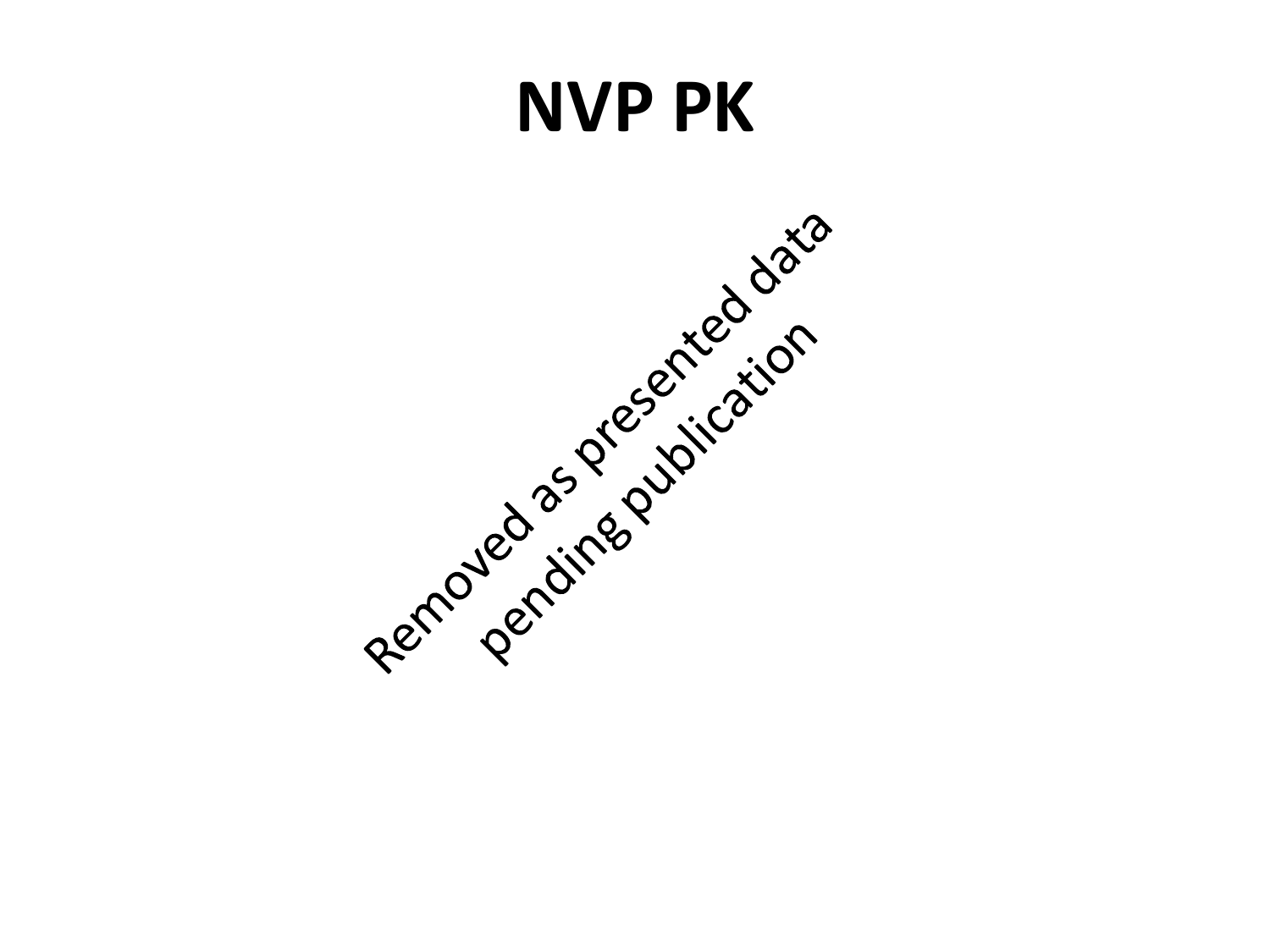# NVP PK

Removed as presented data pending publication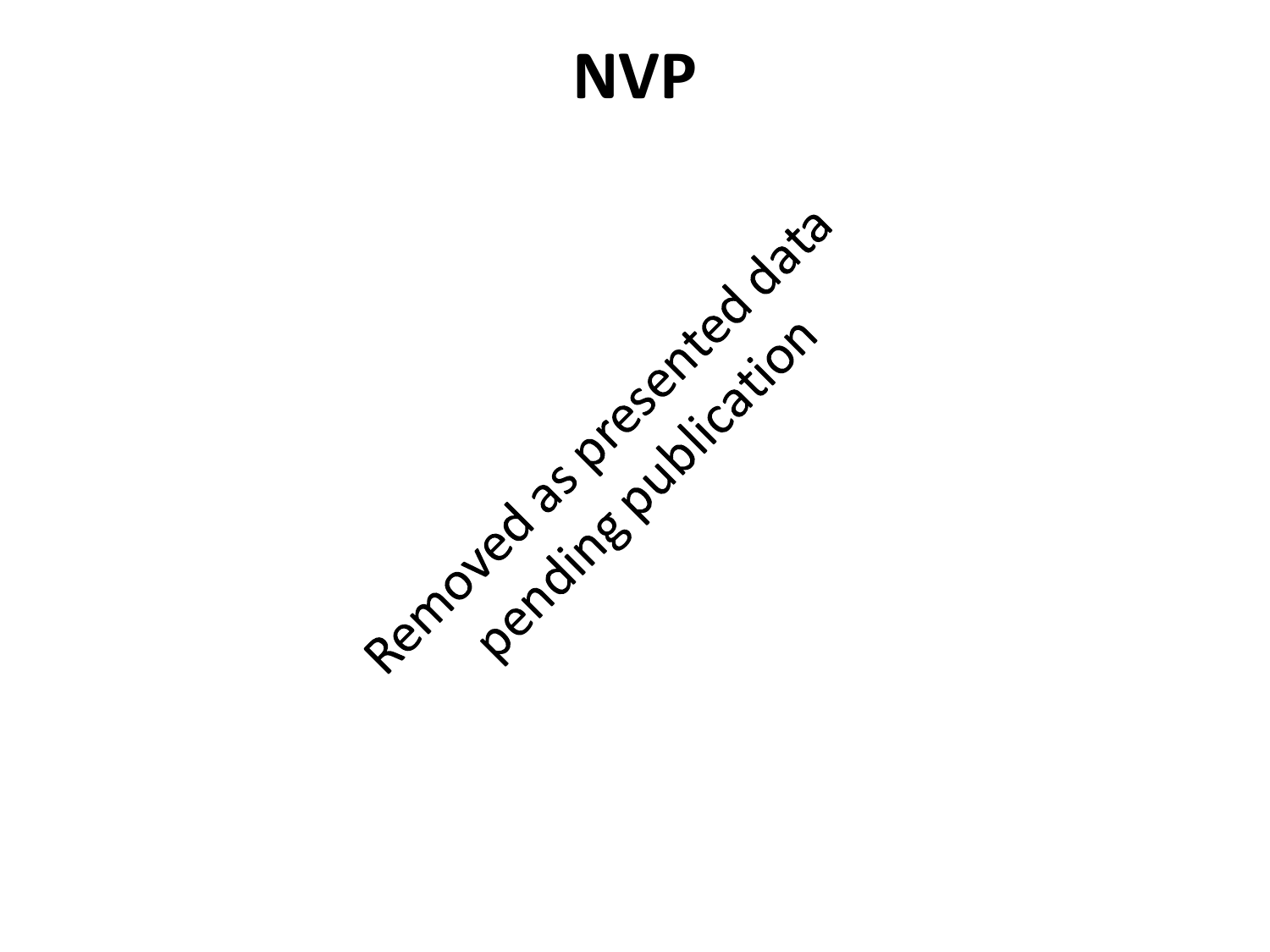# NVP

Removed as presented data pending publication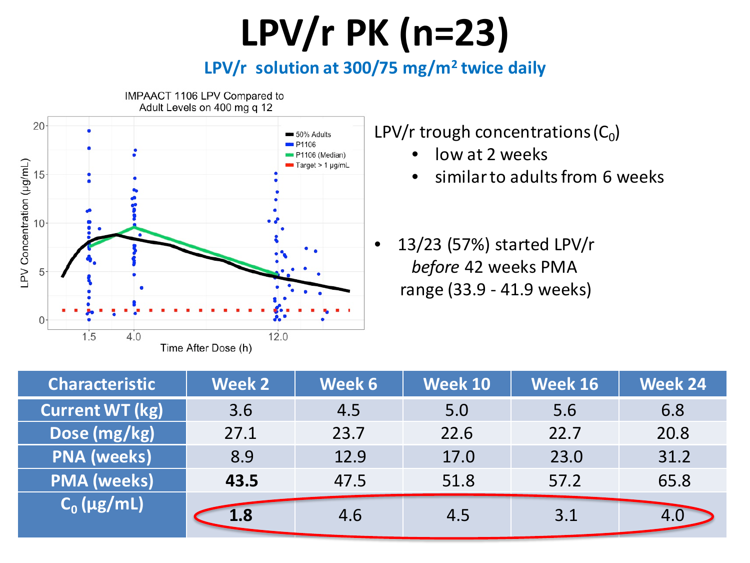# LPV/r PK (n=23)

## LPV/r solution at 300/75 mg/m$^2$ twice daily

IMPAACT 1106 LPV Compared to Adult Levels on 400 mg q 12

LPV Concentration (µg/mL)

Time After Dose (h)

- 50% Adults
- P1106
- P1106 (Median)
- Target > 1 µg/mL

LPV/r trough concentrations ($C_0$)

- low at 2 weeks
- similar to adults from 6 weeks

- 13/23 (57%) started LPV/r *before* 42 weeks PMA range (33.9 - 41.9 weeks)

| Characteristic | Week 2 | Week 6 | Week 10 | Week 16 | Week 24 |
|---|---|---|---|---|---|
| Current WT (kg) | 3.6 | 4.5 | 5.0 | 5.6 | 6.8 |
| Dose (mg/kg) | 27.1 | 23.7 | 22.6 | 22.7 | 20.8 |
| PNA (weeks) | 8.9 | 12.9 | 17.0 | 23.0 | 31.2 |
| PMA (weeks) | **43.5** | 47.5 | 51.8 | 57.2 | 65.8 |
| $C_0$ (µg/mL) | **1.8** | 4.6 | 4.5 | 3.1 | 4.0 |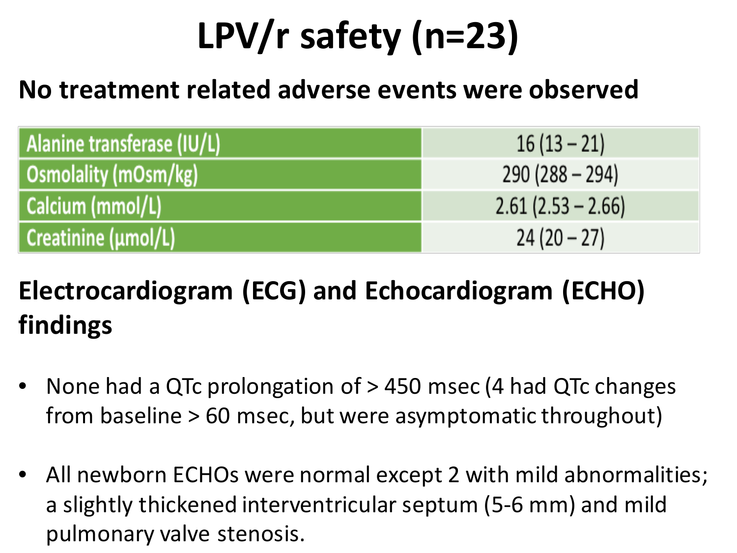# LPV/r safety (n=23)

**No treatment related adverse events were observed**

| Parameter | Value |
|---|---|
| Alanine transferase (IU/L) | 16 (13 – 21) |
| Osmolality (mOsm/kg) | 290 (288 – 294) |
| Calcium (mmol/L) | 2.61 (2.53 – 2.66) |
| Creatinine (µmol/L) | 24 (20 – 27) |

**Electrocardiogram (ECG) and Echocardiogram (ECHO) findings**

- None had a QTc prolongation of > 450 msec (4 had QTc changes from baseline > 60 msec, but were asymptomatic throughout)
- All newborn ECHOs were normal except 2 with mild abnormalities; a slightly thickened interventricular septum (5-6 mm) and mild pulmonary valve stenosis.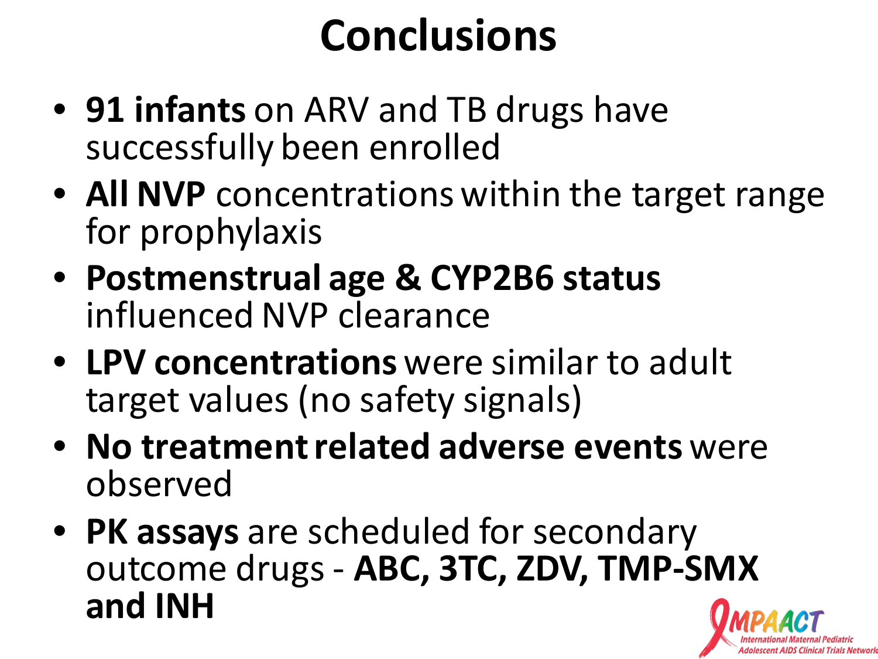# Conclusions

- **91 infants** on ARV and TB drugs have successfully been enrolled
- **All NVP** concentrations within the target range for prophylaxis
- **Postmenstrual age & CYP2B6 status** influenced NVP clearance
- **LPV concentrations** were similar to adult target values (no safety signals)
- **No treatment related adverse events** were observed
- **PK assays** are scheduled for secondary outcome drugs - **ABC, 3TC, ZDV, TMP-SMX and INH**

IMPAACT International Maternal Pediatric Adolescent AIDS Clinical Trials Network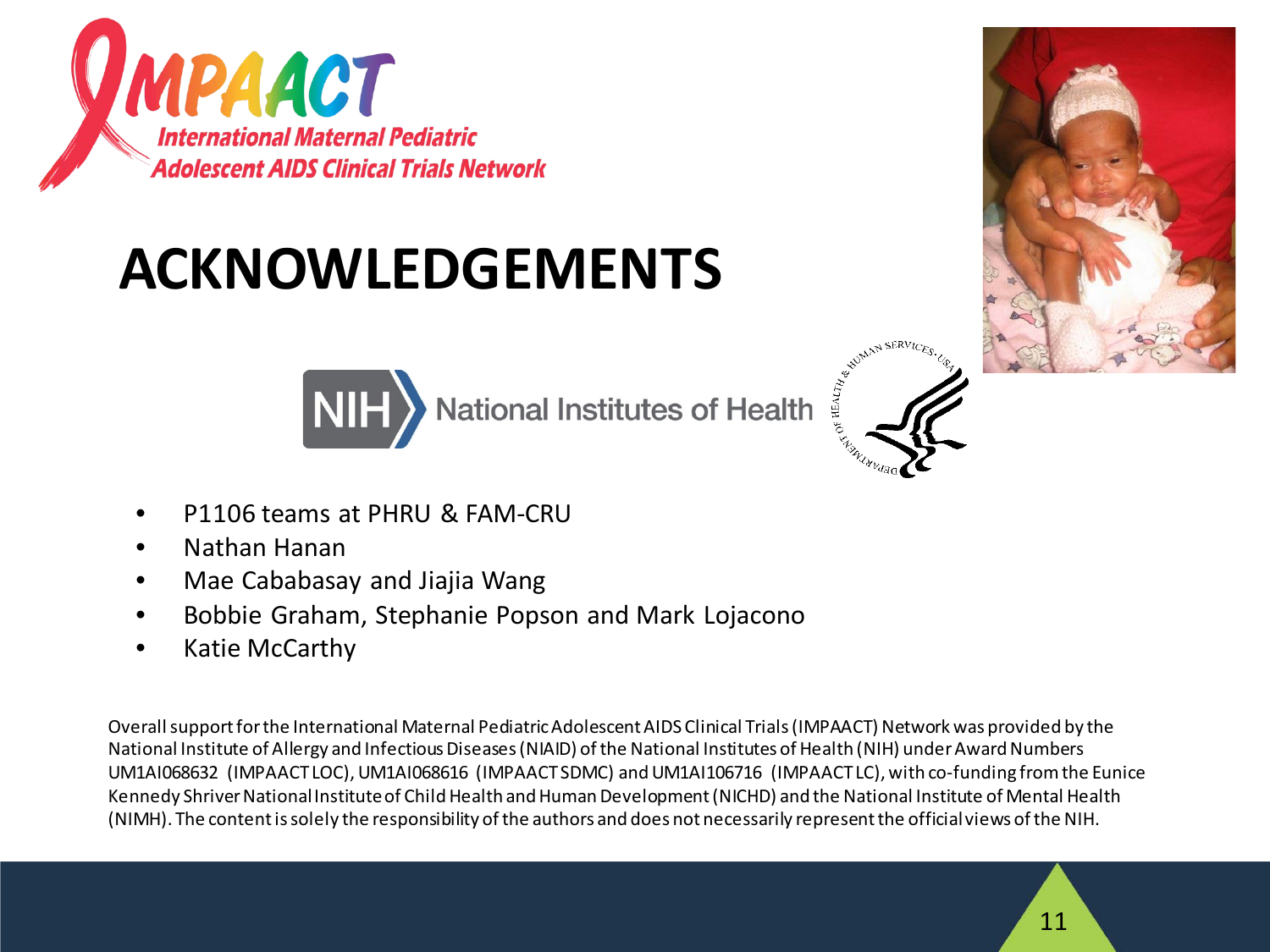IMPAACT

International Maternal Pediatric Adolescent AIDS Clinical Trials Network

# ACKNOWLEDGEMENTS

NIH National Institutes of Health

- P1106 teams at PHRU & FAM-CRU
- Nathan Hanan
- Mae Cababasay and Jiajia Wang
- Bobbie Graham, Stephanie Popson and Mark Lojacono
- Katie McCarthy

Overall support for the International Maternal Pediatric Adolescent AIDS Clinical Trials (IMPAACT) Network was provided by the National Institute of Allergy and Infectious Diseases (NIAID) of the National Institutes of Health (NIH) under Award Numbers UM1AI068632 (IMPAACT LOC), UM1AI068616 (IMPAACT SDMC) and UM1AI106716 (IMPAACT LC), with co-funding from the Eunice Kennedy Shriver National Institute of Child Health and Human Development (NICHD) and the National Institute of Mental Health (NIMH). The content is solely the responsibility of the authors and does not necessarily represent the official views of the NIH.